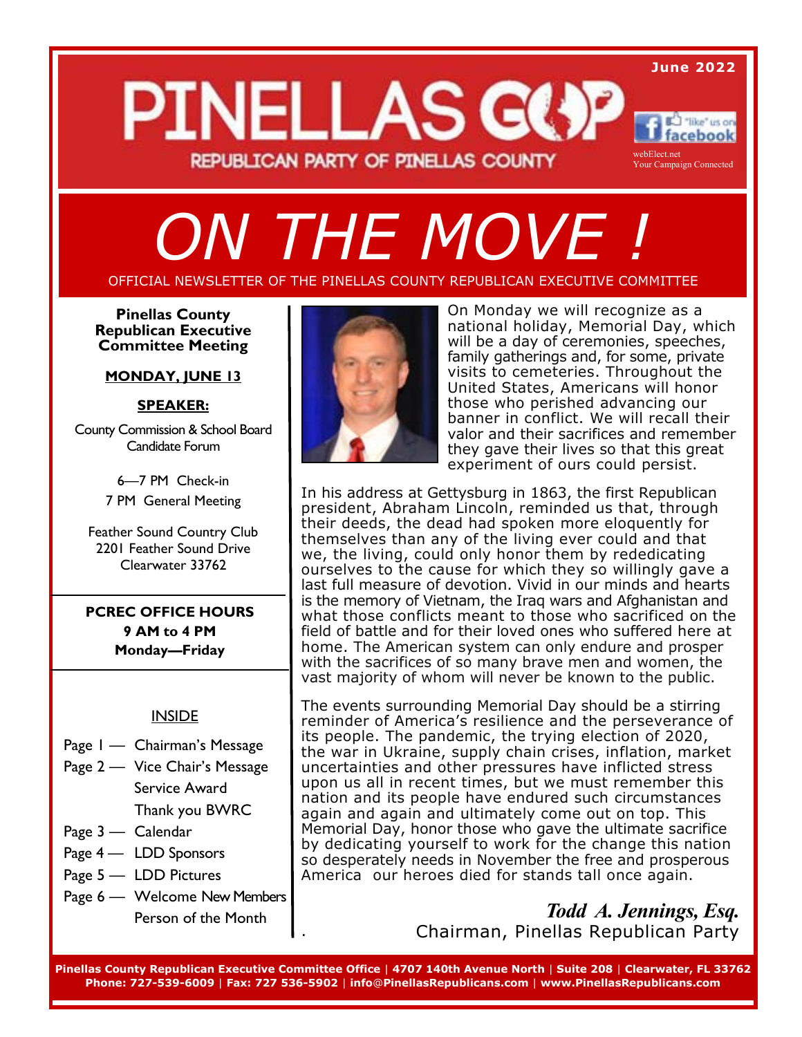June 2022

# PINELLAS GOP

REPUBLICAN PARTY OF PINELLAS COUNTY

"like" us on facebook

webElect.net
Your Campaign Connected

# ON THE MOVE !

OFFICIAL NEWSLETTER OF THE PINELLAS COUNTY REPUBLICAN EXECUTIVE COMMITTEE

**Pinellas County Republican Executive Committee Meeting**

**MONDAY, JUNE 13**

**SPEAKER:**

County Commission & School Board Candidate Forum

6—7 PM Check-in
7 PM General Meeting

Feather Sound Country Club
2201 Feather Sound Drive
Clearwater 33762

**PCREC OFFICE HOURS**
**9 AM to 4 PM**
**Monday—Friday**

INSIDE

- Page 1 — Chairman's Message
- Page 2 — Vice Chair's Message
  - Service Award
  - Thank you BWRC
- Page 3 — Calendar
- Page 4 — LDD Sponsors
- Page 5 — LDD Pictures
- Page 6 — Welcome New Members
  - Person of the Month

On Monday we will recognize as a national holiday, Memorial Day, which will be a day of ceremonies, speeches, family gatherings and, for some, private visits to cemeteries. Throughout the United States, Americans will honor those who perished advancing our banner in conflict. We will recall their valor and their sacrifices and remember they gave their lives so that this great experiment of ours could persist.

In his address at Gettysburg in 1863, the first Republican president, Abraham Lincoln, reminded us that, through their deeds, the dead had spoken more eloquently for themselves than any of the living ever could and that we, the living, could only honor them by rededicating ourselves to the cause for which they so willingly gave a last full measure of devotion. Vivid in our minds and hearts is the memory of Vietnam, the Iraq wars and Afghanistan and what those conflicts meant to those who sacrificed on the field of battle and for their loved ones who suffered here at home. The American system can only endure and prosper with the sacrifices of so many brave men and women, the vast majority of whom will never be known to the public.

The events surrounding Memorial Day should be a stirring reminder of America's resilience and the perseverance of its people. The pandemic, the trying election of 2020, the war in Ukraine, supply chain crises, inflation, market uncertainties and other pressures have inflicted stress upon us all in recent times, but we must remember this nation and its people have endured such circumstances again and again and ultimately come out on top. This Memorial Day, honor those who gave the ultimate sacrifice by dedicating yourself to work for the change this nation so desperately needs in November the free and prosperous America our heroes died for stands tall once again.

***Todd A. Jennings, Esq.***
Chairman, Pinellas Republican Party

**Pinellas County Republican Executive Committee Office | 4707 140th Avenue North | Suite 208 | Clearwater, FL 33762**
**Phone: 727-539-6009 | Fax: 727 536-5902 | info@PinellasRepublicans.com | www.PinellasRepublicans.com**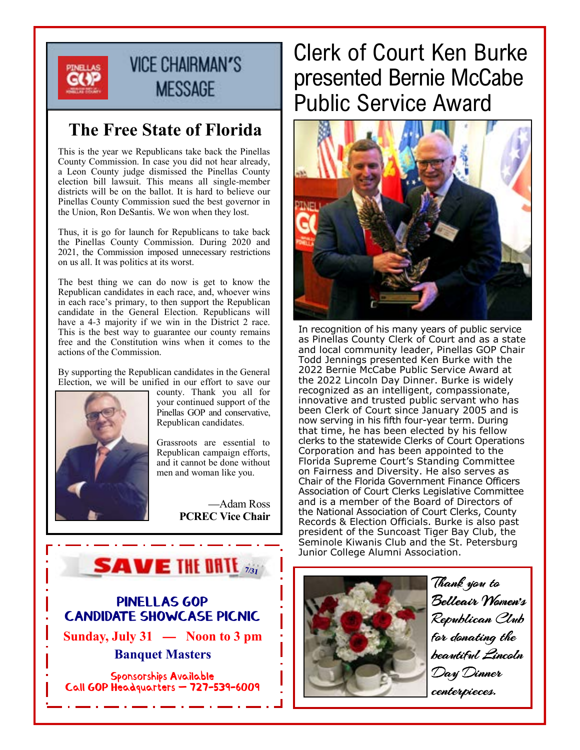## VICE CHAIRMAN'S MESSAGE

### The Free State of Florida

This is the year we Republicans take back the Pinellas County Commission. In case you did not hear already, a Leon County judge dismissed the Pinellas County election bill lawsuit. This means all single-member districts will be on the ballot. It is hard to believe our Pinellas County Commission sued the best governor in the Union, Ron DeSantis. We won when they lost.

Thus, it is go for launch for Republicans to take back the Pinellas County Commission. During 2020 and 2021, the Commission imposed unnecessary restrictions on us all. It was politics at its worst.

The best thing we can do now is get to know the Republican candidates in each race, and, whoever wins in each race's primary, to then support the Republican candidate in the General Election. Republicans will have a 4-3 majority if we win in the District 2 race. This is the best way to guarantee our county remains free and the Constitution wins when it comes to the actions of the Commission.

By supporting the Republican candidates in the General Election, we will be unified in our effort to save our county. Thank you all for your continued support of the Pinellas GOP and conservative, Republican candidates.

Grassroots are essential to Republican campaign efforts, and it cannot be done without men and woman like you.

—Adam Ross
**PCREC Vice Chair**

**SAVE THE DATE** 7/31

**PINELLAS GOP CANDIDATE SHOWCASE PICNIC**

**Sunday, July 31 — Noon to 3 pm**

**Banquet Masters**

Sponsorships Available
Call GOP Headquarters — 727-539-6009

# Clerk of Court Ken Burke presented Bernie McCabe Public Service Award

In recognition of his many years of public service as Pinellas County Clerk of Court and as a state and local community leader, Pinellas GOP Chair Todd Jennings presented Ken Burke with the 2022 Bernie McCabe Public Service Award at the 2022 Lincoln Day Dinner. Burke is widely recognized as an intelligent, compassionate, innovative and trusted public servant who has been Clerk of Court since January 2005 and is now serving in his fifth four-year term. During that time, he has been elected by his fellow clerks to the statewide Clerks of Court Operations Corporation and has been appointed to the Florida Supreme Court's Standing Committee on Fairness and Diversity. He also serves as Chair of the Florida Government Finance Officers Association of Court Clerks Legislative Committee and is a member of the Board of Directors of the National Association of Court Clerks, County Records & Election Officials. Burke is also past president of the Suncoast Tiger Bay Club, the Seminole Kiwanis Club and the St. Petersburg Junior College Alumni Association.

*Thank you to Belleair Women's Republican Club for donating the beautiful Lincoln Day Dinner centerpieces.*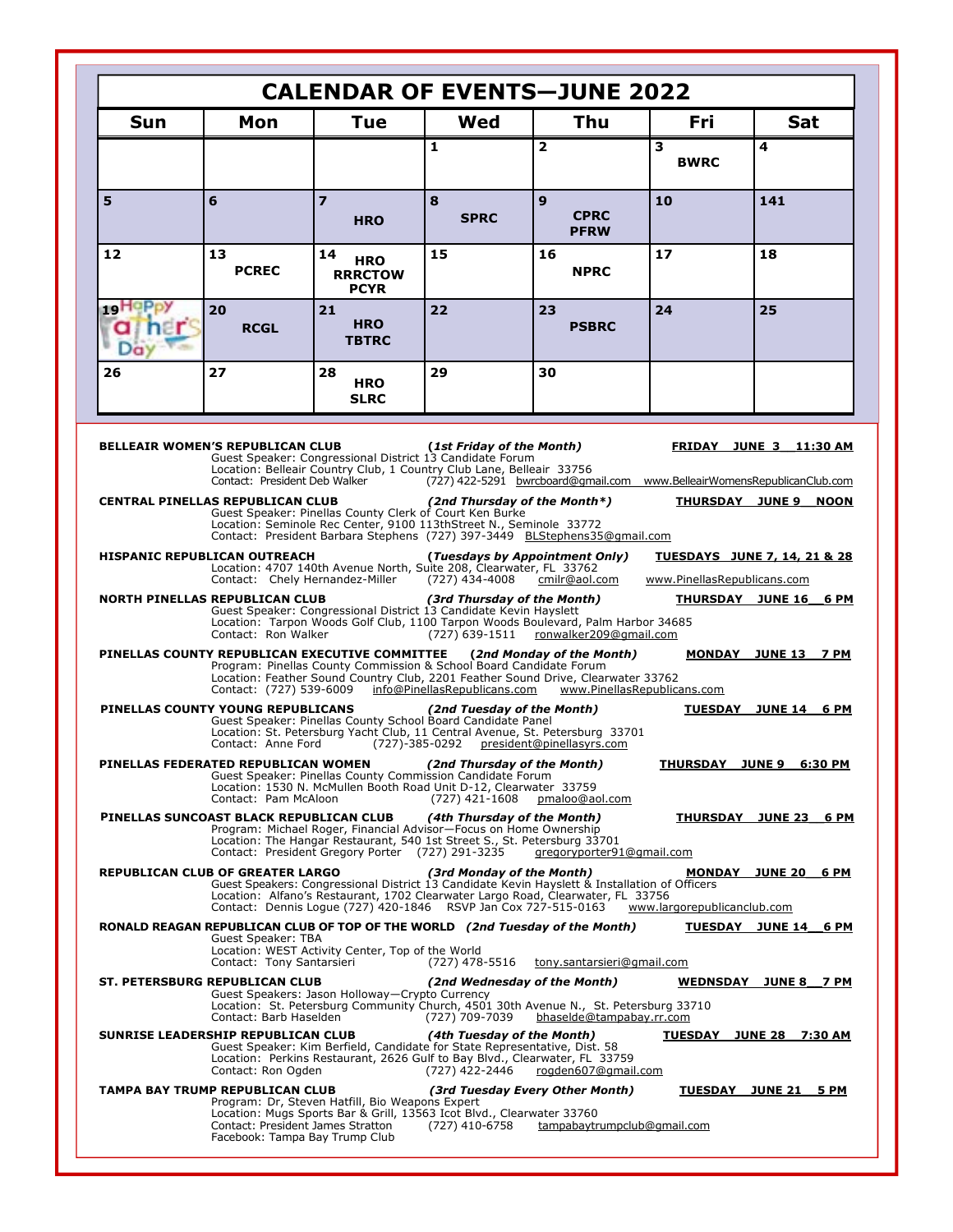# CALENDAR OF EVENTS—JUNE 2022

| Sun | Mon | Tue | Wed | Thu | Fri | Sat |
|---|---|---|---|---|---|---|
| | | | 1 | 2 | 3 **BWRC** | 4 |
| 5 | 6 | 7 **HRO** | 8 **SPRC** | 9 **CPRC PFRW** | 10 | 141 |
| 12 | 13 **PCREC** | 14 **HRO RRRCTOW PCYR** | 15 | 16 **NPRC** | 17 | 18 |
| 19 Happy Father's Day | 20 **RCGL** | 21 **HRO TBTRC** | 22 | 23 **PSBRC** | 24 | 25 |
| 26 | 27 | 28 **HRO SLRC** | 29 | 30 | | |

**BELLEAIR WOMEN'S REPUBLICAN CLUB** *(1st Friday of the Month)* **FRIDAY JUNE 3 11:30 AM**
Guest Speaker: Congressional District 13 Candidate Forum
Location: Belleair Country Club, 1 Country Club Lane, Belleair 33756
Contact: President Deb Walker (727) 422-5291 bwrcboard@gmail.com www.BelleairWomensRepublicanClub.com

**CENTRAL PINELLAS REPUBLICAN CLUB** *(2nd Thursday of the Month\*)* **THURSDAY JUNE 9 NOON**
Guest Speaker: Pinellas County Clerk of Court Ken Burke
Location: Seminole Rec Center, 9100 113thStreet N., Seminole 33772
Contact: President Barbara Stephens (727) 397-3449 BLStephens35@gmail.com

**HISPANIC REPUBLICAN OUTREACH** *(Tuesdays by Appointment Only)* **TUESDAYS JUNE 7, 14, 21 & 28**
Location: 4707 140th Avenue North, Suite 208, Clearwater, FL 33762
Contact: Chely Hernandez-Miller (727) 434-4008 cmilr@aol.com www.PinellasRepublicans.com

**NORTH PINELLAS REPUBLICAN CLUB** *(3rd Thursday of the Month)* **THURSDAY JUNE 16 6 PM**
Guest Speaker: Congressional District 13 Candidate Kevin Hayslett
Location: Tarpon Woods Golf Club, 1100 Tarpon Woods Boulevard, Palm Harbor 34685
Contact: Ron Walker (727) 639-1511 ronwalker209@gmail.com

**PINELLAS COUNTY REPUBLICAN EXECUTIVE COMMITTEE** *(2nd Monday of the Month)* **MONDAY JUNE 13 7 PM**
Program: Pinellas County Commission & School Board Candidate Forum
Location: Feather Sound Country Club, 2201 Feather Sound Drive, Clearwater 33762
Contact: (727) 539-6009 info@PinellasRepublicans.com www.PinellasRepublicans.com

**PINELLAS COUNTY YOUNG REPUBLICANS** *(2nd Tuesday of the Month)* **TUESDAY JUNE 14 6 PM**
Guest Speaker: Pinellas County School Board Candidate Panel
Location: St. Petersburg Yacht Club, 11 Central Avenue, St. Petersburg 33701
Contact: Anne Ford (727)-385-0292 president@pinellasyrs.com

**PINELLAS FEDERATED REPUBLICAN WOMEN** *(2nd Thursday of the Month)* **THURSDAY JUNE 9 6:30 PM**
Guest Speaker: Pinellas County Commission Candidate Forum
Location: 1530 N. McMullen Booth Road Unit D-12, Clearwater 33759
Contact: Pam McAloon (727) 421-1608 pmaloo@aol.com

**PINELLAS SUNCOAST BLACK REPUBLICAN CLUB** *(4th Thursday of the Month)* **THURSDAY JUNE 23 6 PM**
Program: Michael Roger, Financial Advisor—Focus on Home Ownership
Location: The Hangar Restaurant, 540 1st Street S., St. Petersburg 33701
Contact: President Gregory Porter (727) 291-3235 gregoryporter91@gmail.com

**REPUBLICAN CLUB OF GREATER LARGO** *(3rd Monday of the Month)* **MONDAY JUNE 20 6 PM**
Guest Speakers: Congressional District 13 Candidate Kevin Hayslett & Installation of Officers
Location: Alfano's Restaurant, 1702 Clearwater Largo Road, Clearwater, FL 33756
Contact: Dennis Logue (727) 420-1846 RSVP Jan Cox 727-515-0163 www.largorepublicanclub.com

**RONALD REAGAN REPUBLICAN CLUB OF TOP OF THE WORLD** *(2nd Tuesday of the Month)* **TUESDAY JUNE 14 6 PM**
Guest Speaker: TBA
Location: WEST Activity Center, Top of the World
Contact: Tony Santarsieri (727) 478-5516 tony.santarsieri@gmail.com

**ST. PETERSBURG REPUBLICAN CLUB** *(2nd Wednesday of the Month)* **WEDNSDAY JUNE 8 7 PM**
Guest Speakers: Jason Holloway—Crypto Currency
Location: St. Petersburg Community Church, 4501 30th Avenue N., St. Petersburg 33710
Contact: Barb Haselden (727) 709-7039 bhaselde@tampabay.rr.com

**SUNRISE LEADERSHIP REPUBLICAN CLUB** *(4th Tuesday of the Month)* **TUESDAY JUNE 28 7:30 AM**
Guest Speaker: Kim Berfield, Candidate for State Representative, Dist. 58
Location: Perkins Restaurant, 2626 Gulf to Bay Blvd., Clearwater, FL 33759
Contact: Ron Ogden (727) 422-2446 rogden607@gmail.com

**TAMPA BAY TRUMP REPUBLICAN CLUB** *(3rd Tuesday Every Other Month)* **TUESDAY JUNE 21 5 PM**
Program: Dr, Steven Hatfill, Bio Weapons Expert
Location: Mugs Sports Bar & Grill, 13563 Icot Blvd., Clearwater 33760
Contact: President James Stratton (727) 410-6758 tampabaytrumpclub@gmail.com
Facebook: Tampa Bay Trump Club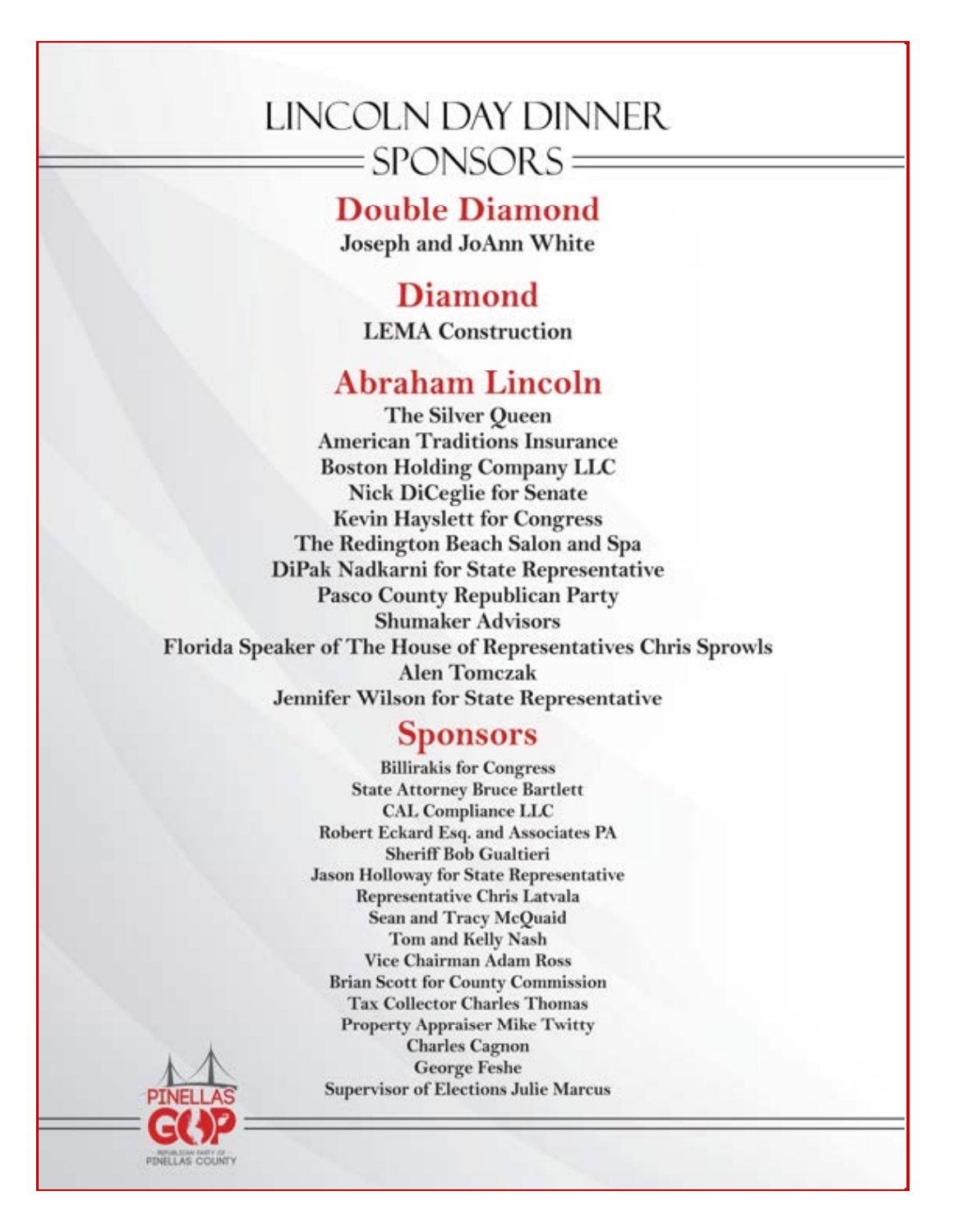# LINCOLN DAY DINNER

## SPONSORS

### Double Diamond

Joseph and JoAnn White

### Diamond

LEMA Construction

### Abraham Lincoln

The Silver Queen
American Traditions Insurance
Boston Holding Company LLC
Nick DiCeglie for Senate
Kevin Hayslett for Congress
The Redington Beach Salon and Spa
DiPak Nadkarni for State Representative
Pasco County Republican Party
Shumaker Advisors
Florida Speaker of The House of Representatives Chris Sprowls
Alen Tomczak
Jennifer Wilson for State Representative

### Sponsors

Billirakis for Congress
State Attorney Bruce Bartlett
CAL Compliance LLC
Robert Eckard Esq. and Associates PA
Sheriff Bob Gualtieri
Jason Holloway for State Representative
Representative Chris Latvala
Sean and Tracy McQuaid
Tom and Kelly Nash
Vice Chairman Adam Ross
Brian Scott for County Commission
Tax Collector Charles Thomas
Property Appraiser Mike Twitty
Charles Cagnon
George Feshe
Supervisor of Elections Julie Marcus

PINELLAS GOP
REPUBLICAN PARTY OF PINELLAS COUNTY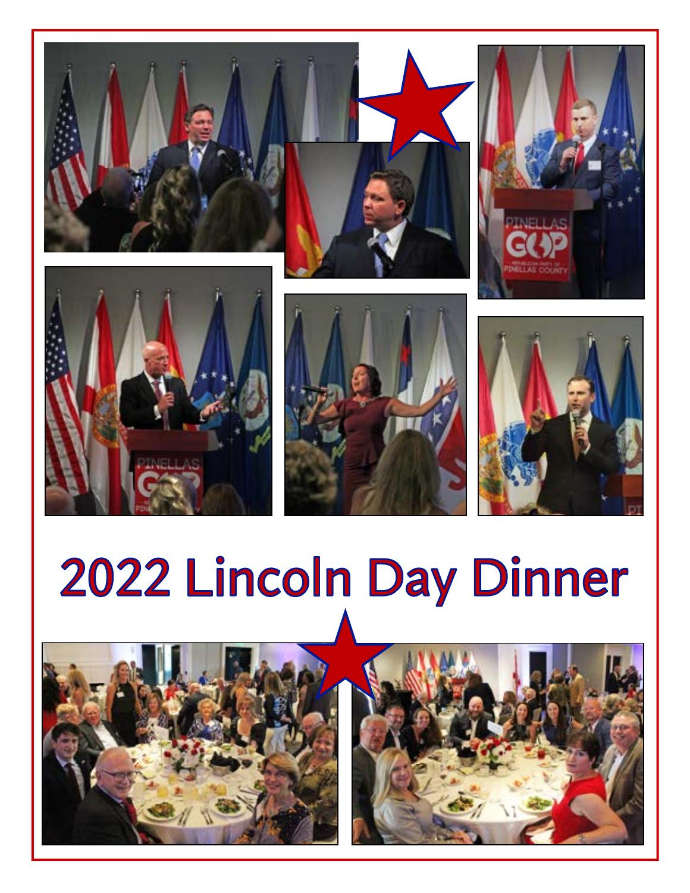# 2022 Lincoln Day Dinner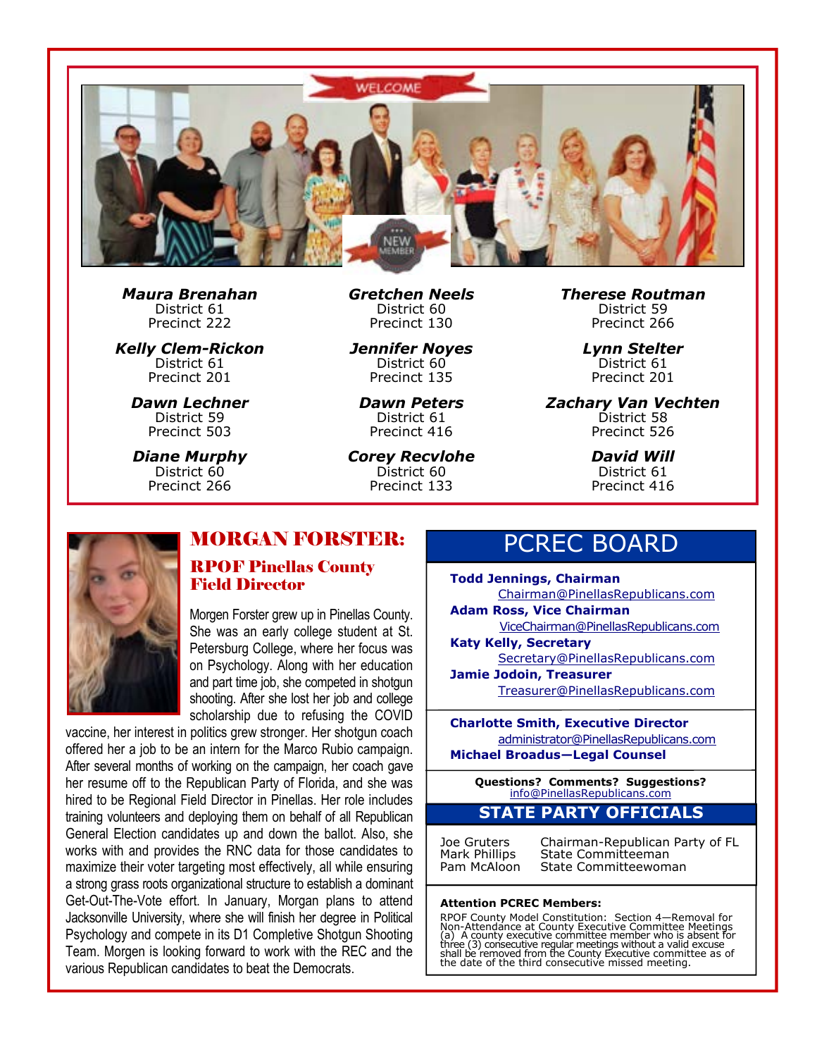WELCOME

NEW MEMBER

**_Maura Brenahan_**
District 61
Precinct 222

**_Kelly Clem-Rickon_**
District 61
Precinct 201

**_Dawn Lechner_**
District 59
Precinct 503

**_Diane Murphy_**
District 60
Precinct 266

**_Gretchen Neels_**
District 60
Precinct 130

**_Jennifer Noyes_**
District 60
Precinct 135

**_Dawn Peters_**
District 61
Precinct 416

**_Corey Recvlohe_**
District 60
Precinct 133

**_Therese Routman_**
District 59
Precinct 266

**_Lynn Stelter_**
District 61
Precinct 201

**_Zachary Van Vechten_**
District 58
Precinct 526

**_David Will_**
District 61
Precinct 416

## MORGAN FORSTER:

### RPOF Pinellas County Field Director

Morgen Forster grew up in Pinellas County. She was an early college student at St. Petersburg College, where her focus was on Psychology. Along with her education and part time job, she competed in shotgun shooting. After she lost her job and college scholarship due to refusing the COVID vaccine, her interest in politics grew stronger. Her shotgun coach offered her a job to be an intern for the Marco Rubio campaign. After several months of working on the campaign, her coach gave her resume off to the Republican Party of Florida, and she was hired to be Regional Field Director in Pinellas. Her role includes training volunteers and deploying them on behalf of all Republican General Election candidates up and down the ballot. Also, she works with and provides the RNC data for those candidates to maximize their voter targeting most effectively, all while ensuring a strong grass roots organizational structure to establish a dominant Get-Out-The-Vote effort. In January, Morgan plans to attend Jacksonville University, where she will finish her degree in Political Psychology and compete in its D1 Completive Shotgun Shooting Team. Morgen is looking forward to work with the REC and the various Republican candidates to beat the Democrats.

## PCREC BOARD

**Todd Jennings, Chairman**
Chairman@PinellasRepublicans.com

**Adam Ross, Vice Chairman**
ViceChairman@PinellasRepublicans.com

**Katy Kelly, Secretary**
Secretary@PinellasRepublicans.com

**Jamie Jodoin, Treasurer**
Treasurer@PinellasRepublicans.com

**Charlotte Smith, Executive Director**
administrator@PinellasRepublicans.com

**Michael Broadus—Legal Counsel**

**Questions? Comments? Suggestions?**
info@PinellasRepublicans.com

## STATE PARTY OFFICIALS

| | |
|---|---|
| Joe Gruters | Chairman-Republican Party of FL |
| Mark Phillips | State Committeeman |
| Pam McAloon | State Committeewoman |

**Attention PCREC Members:**

RPOF County Model Constitution: Section 4—Removal for Non-Attendance at County Executive Committee Meetings (a) A county executive committee member who is absent for three (3) consecutive regular meetings without a valid excuse shall be removed from the County Executive committee as of the date of the third consecutive missed meeting.